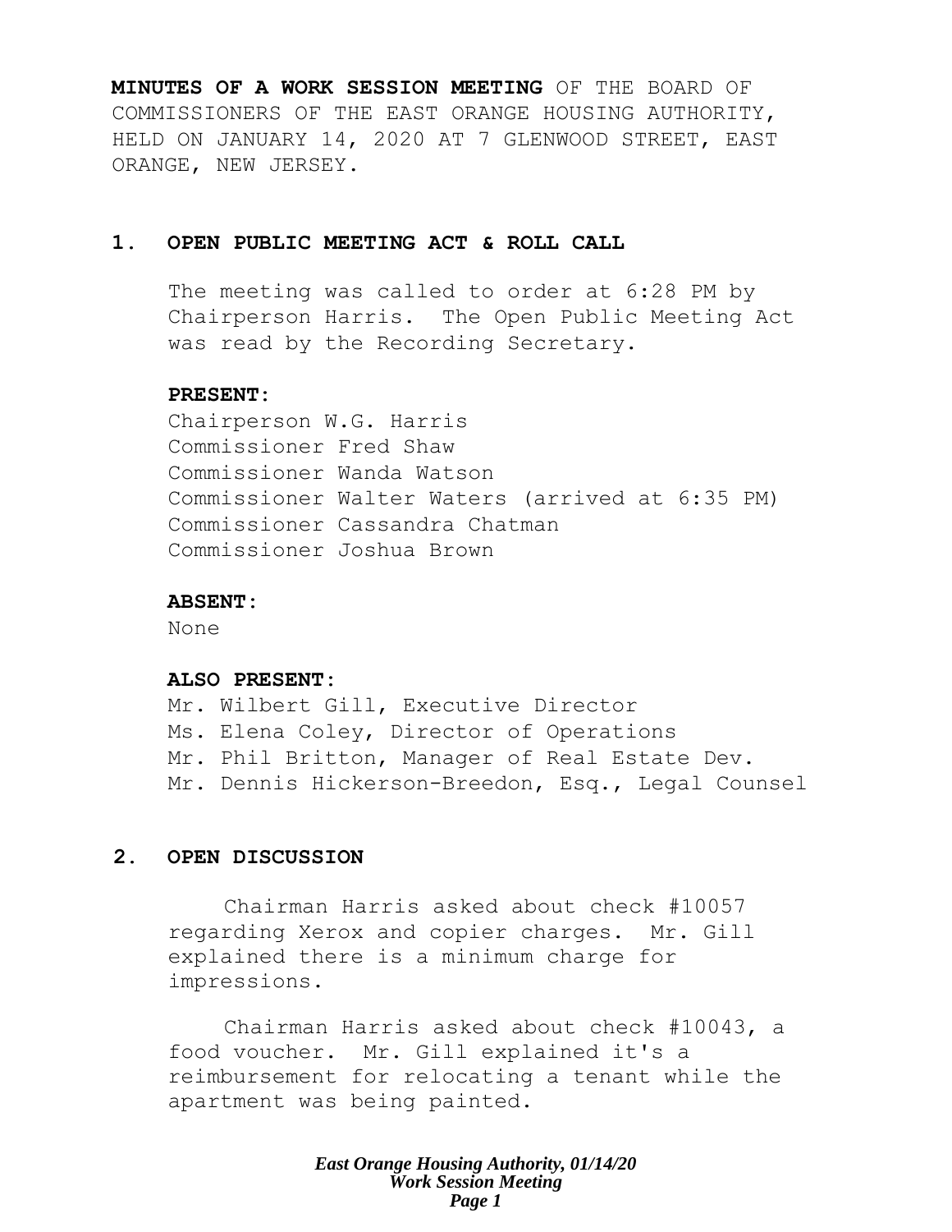**MINUTES OF A WORK SESSION MEETING** OF THE BOARD OF COMMISSIONERS OF THE EAST ORANGE HOUSING AUTHORITY, HELD ON JANUARY 14, 2020 AT 7 GLENWOOD STREET, EAST ORANGE, NEW JERSEY.

## 1. OPEN PUBLIC MEETING ACT & ROLL CALL

The meeting was called to order at 6:28 PM by Chairperson Harris. The Open Public Meeting Act was read by the Recording Secretary.

**PRESENT:**
Chairperson W.G. Harris
Commissioner Fred Shaw
Commissioner Wanda Watson
Commissioner Walter Waters (arrived at 6:35 PM)
Commissioner Cassandra Chatman
Commissioner Joshua Brown

**ABSENT:**
None

**ALSO PRESENT:**
Mr. Wilbert Gill, Executive Director
Ms. Elena Coley, Director of Operations
Mr. Phil Britton, Manager of Real Estate Dev.
Mr. Dennis Hickerson-Breedon, Esq., Legal Counsel

## 2. OPEN DISCUSSION

Chairman Harris asked about check #10057 regarding Xerox and copier charges. Mr. Gill explained there is a minimum charge for impressions.

Chairman Harris asked about check #10043, a food voucher. Mr. Gill explained it's a reimbursement for relocating a tenant while the apartment was being painted.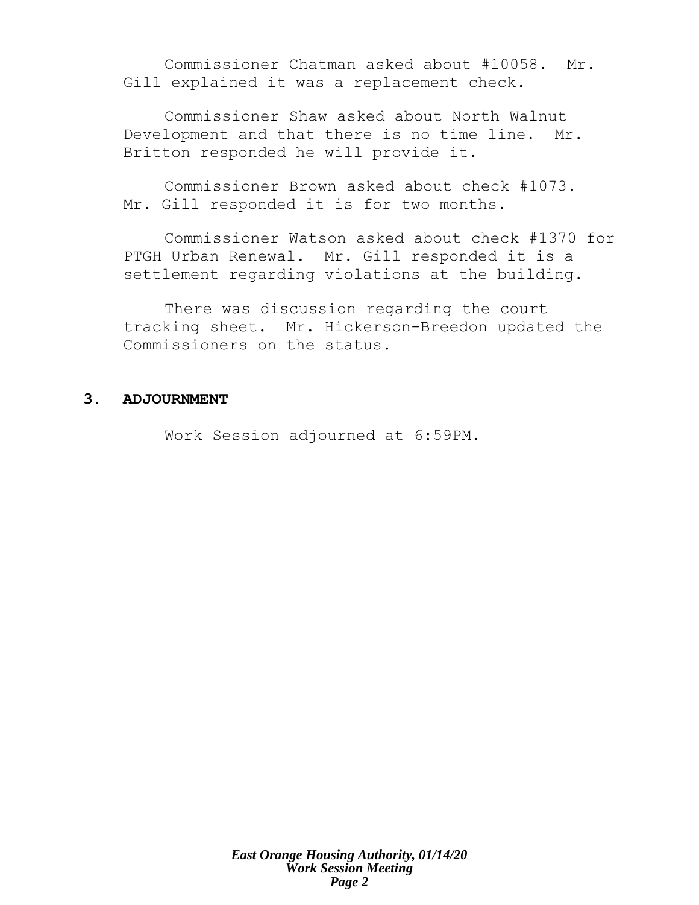Commissioner Chatman asked about #10058. Mr. Gill explained it was a replacement check.

Commissioner Shaw asked about North Walnut Development and that there is no time line. Mr. Britton responded he will provide it.

Commissioner Brown asked about check #1073. Mr. Gill responded it is for two months.

Commissioner Watson asked about check #1370 for PTGH Urban Renewal. Mr. Gill responded it is a settlement regarding violations at the building.

There was discussion regarding the court tracking sheet. Mr. Hickerson-Breedon updated the Commissioners on the status.

## 3. ADJOURNMENT

Work Session adjourned at 6:59PM.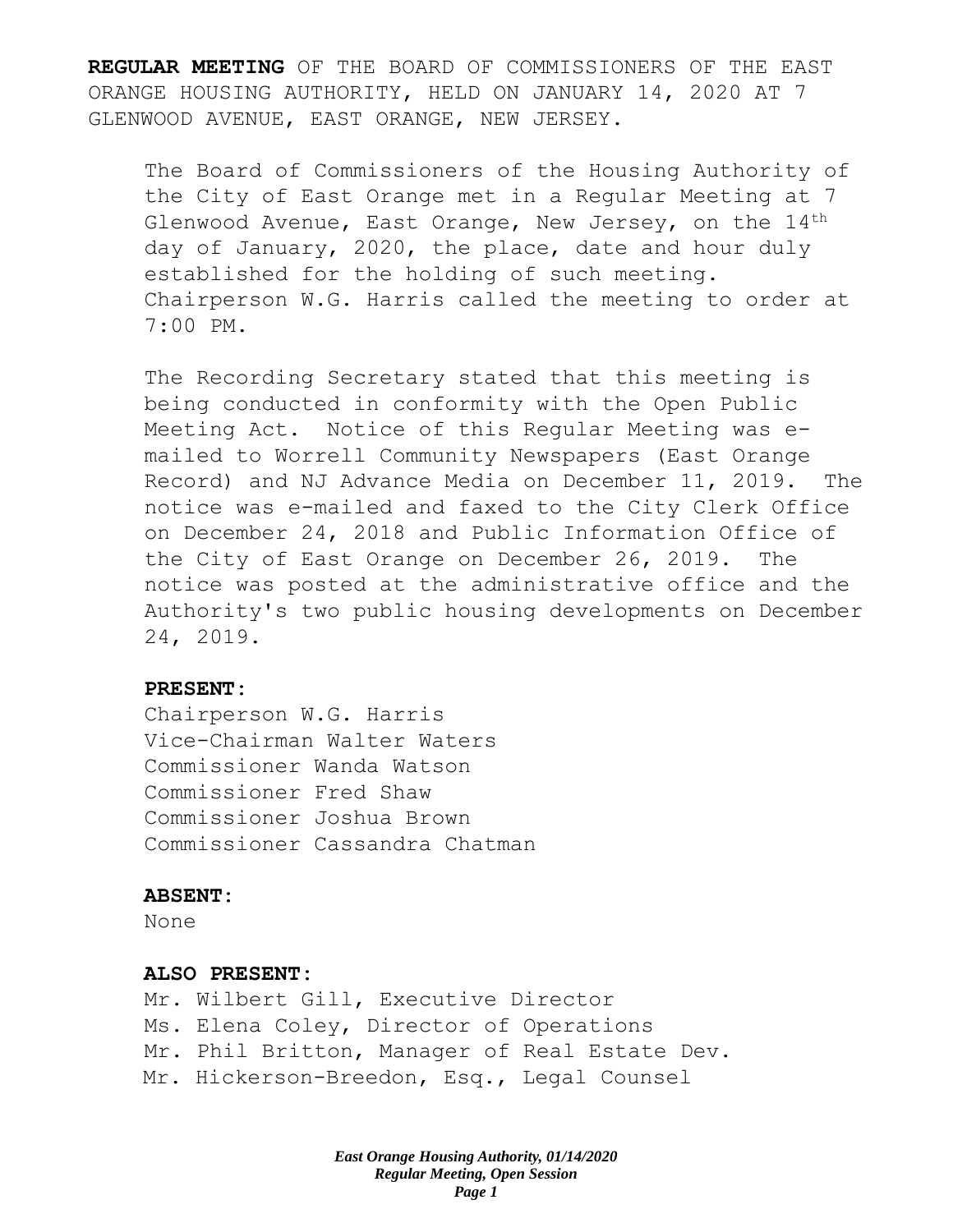**REGULAR MEETING** OF THE BOARD OF COMMISSIONERS OF THE EAST ORANGE HOUSING AUTHORITY, HELD ON JANUARY 14, 2020 AT 7 GLENWOOD AVENUE, EAST ORANGE, NEW JERSEY.

The Board of Commissioners of the Housing Authority of the City of East Orange met in a Regular Meeting at 7 Glenwood Avenue, East Orange, New Jersey, on the 14th day of January, 2020, the place, date and hour duly established for the holding of such meeting. Chairperson W.G. Harris called the meeting to order at 7:00 PM.

The Recording Secretary stated that this meeting is being conducted in conformity with the Open Public Meeting Act. Notice of this Regular Meeting was e-mailed to Worrell Community Newspapers (East Orange Record) and NJ Advance Media on December 11, 2019. The notice was e-mailed and faxed to the City Clerk Office on December 24, 2018 and Public Information Office of the City of East Orange on December 26, 2019. The notice was posted at the administrative office and the Authority's two public housing developments on December 24, 2019.

**PRESENT:**

Chairperson W.G. Harris
Vice-Chairman Walter Waters
Commissioner Wanda Watson
Commissioner Fred Shaw
Commissioner Joshua Brown
Commissioner Cassandra Chatman

**ABSENT:**

None

**ALSO PRESENT:**

Mr. Wilbert Gill, Executive Director
Ms. Elena Coley, Director of Operations
Mr. Phil Britton, Manager of Real Estate Dev.
Mr. Hickerson-Breedon, Esq., Legal Counsel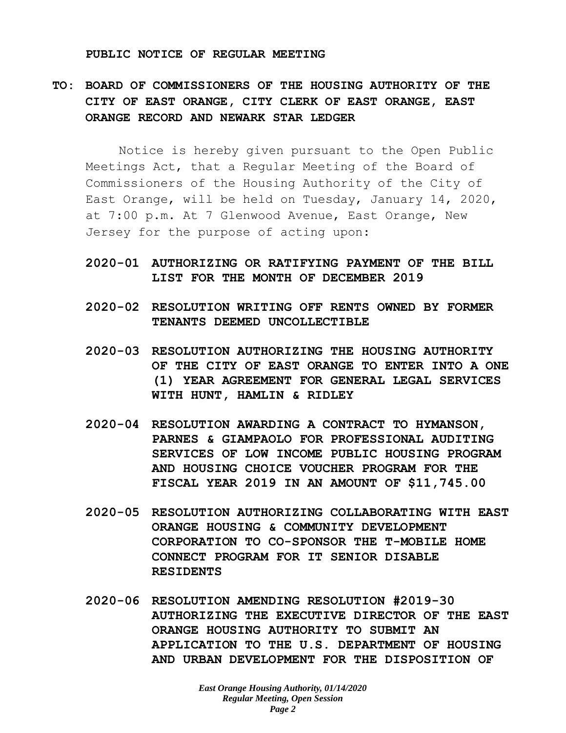**PUBLIC NOTICE OF REGULAR MEETING**

**TO: BOARD OF COMMISSIONERS OF THE HOUSING AUTHORITY OF THE CITY OF EAST ORANGE, CITY CLERK OF EAST ORANGE, EAST ORANGE RECORD AND NEWARK STAR LEDGER**

Notice is hereby given pursuant to the Open Public Meetings Act, that a Regular Meeting of the Board of Commissioners of the Housing Authority of the City of East Orange, will be held on Tuesday, January 14, 2020, at 7:00 p.m. At 7 Glenwood Avenue, East Orange, New Jersey for the purpose of acting upon:

**2020-01 AUTHORIZING OR RATIFYING PAYMENT OF THE BILL LIST FOR THE MONTH OF DECEMBER 2019**

**2020-02 RESOLUTION WRITING OFF RENTS OWNED BY FORMER TENANTS DEEMED UNCOLLECTIBLE**

**2020-03 RESOLUTION AUTHORIZING THE HOUSING AUTHORITY OF THE CITY OF EAST ORANGE TO ENTER INTO A ONE (1) YEAR AGREEMENT FOR GENERAL LEGAL SERVICES WITH HUNT, HAMLIN & RIDLEY**

**2020-04 RESOLUTION AWARDING A CONTRACT TO HYMANSON, PARNES & GIAMPAOLO FOR PROFESSIONAL AUDITING SERVICES OF LOW INCOME PUBLIC HOUSING PROGRAM AND HOUSING CHOICE VOUCHER PROGRAM FOR THE FISCAL YEAR 2019 IN AN AMOUNT OF $11,745.00**

**2020-05 RESOLUTION AUTHORIZING COLLABORATING WITH EAST ORANGE HOUSING & COMMUNITY DEVELOPMENT CORPORATION TO CO-SPONSOR THE T-MOBILE HOME CONNECT PROGRAM FOR IT SENIOR DISABLE RESIDENTS**

**2020-06 RESOLUTION AMENDING RESOLUTION #2019-30 AUTHORIZING THE EXECUTIVE DIRECTOR OF THE EAST ORANGE HOUSING AUTHORITY TO SUBMIT AN APPLICATION TO THE U.S. DEPARTMENT OF HOUSING AND URBAN DEVELOPMENT FOR THE DISPOSITION OF**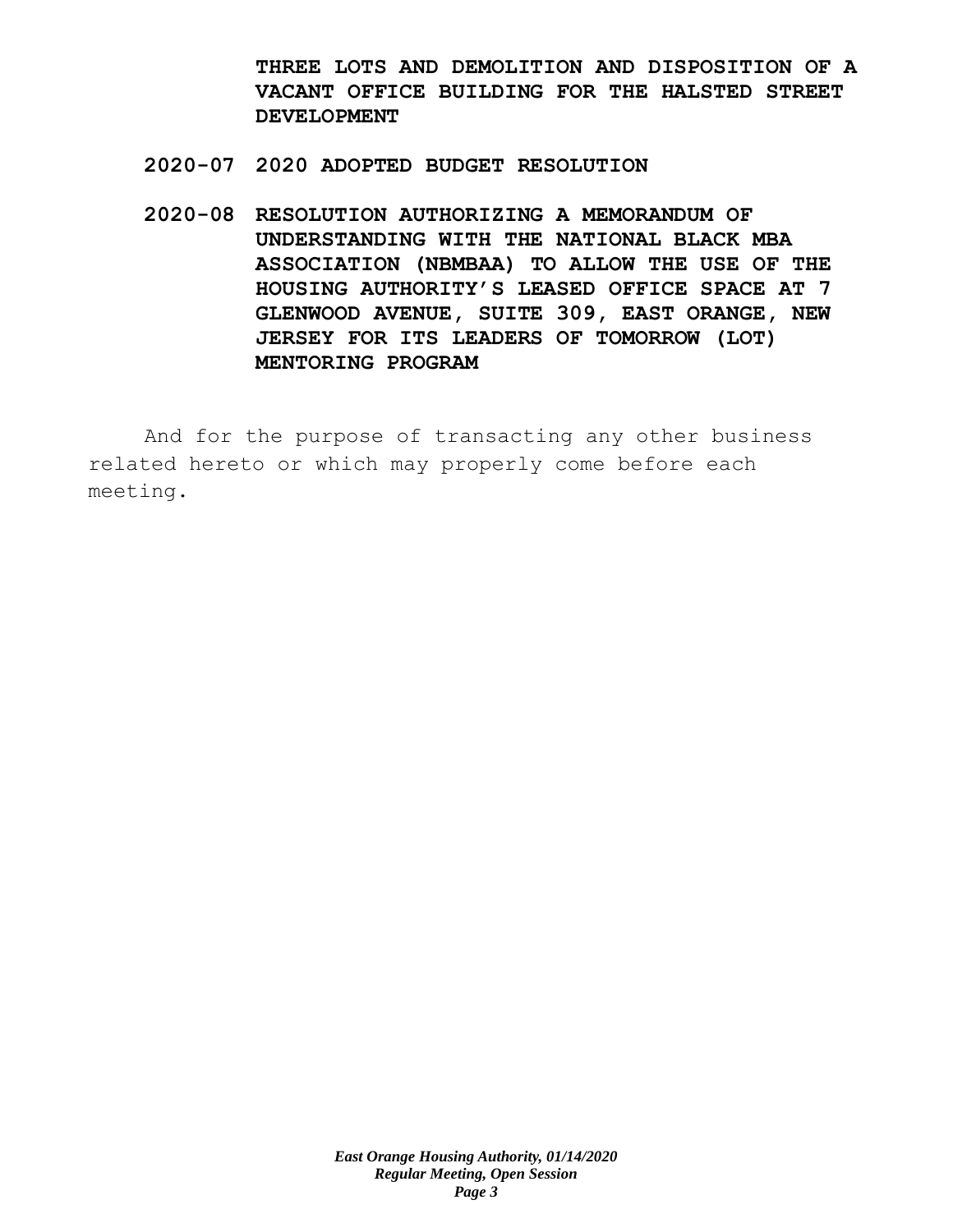**THREE LOTS AND DEMOLITION AND DISPOSITION OF A VACANT OFFICE BUILDING FOR THE HALSTED STREET DEVELOPMENT**

**2020-07 2020 ADOPTED BUDGET RESOLUTION**

**2020-08 RESOLUTION AUTHORIZING A MEMORANDUM OF UNDERSTANDING WITH THE NATIONAL BLACK MBA ASSOCIATION (NBMBAA) TO ALLOW THE USE OF THE HOUSING AUTHORITY'S LEASED OFFICE SPACE AT 7 GLENWOOD AVENUE, SUITE 309, EAST ORANGE, NEW JERSEY FOR ITS LEADERS OF TOMORROW (LOT) MENTORING PROGRAM**

And for the purpose of transacting any other business related hereto or which may properly come before each meeting.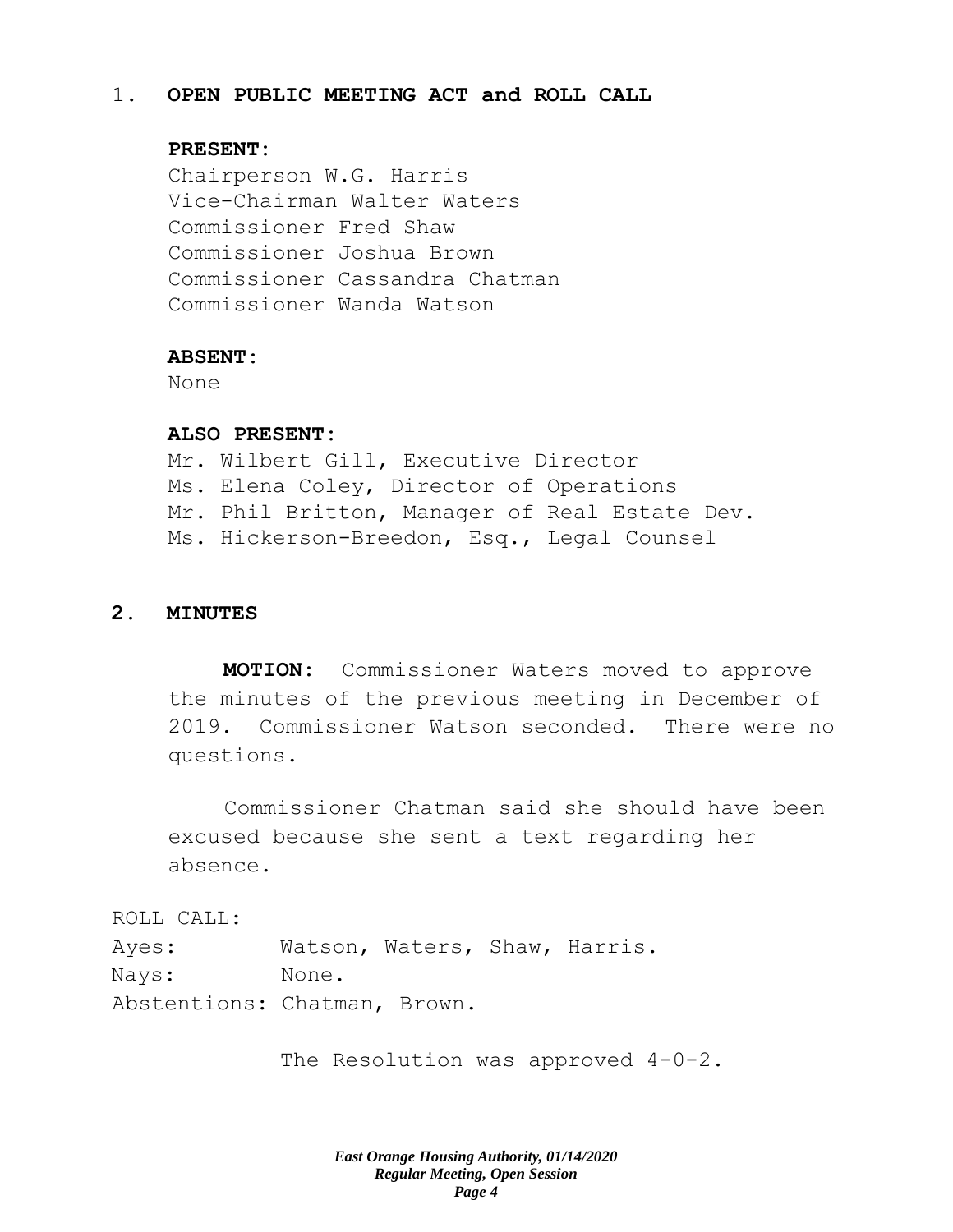## 1. OPEN PUBLIC MEETING ACT and ROLL CALL

**PRESENT:**

Chairperson W.G. Harris
Vice-Chairman Walter Waters
Commissioner Fred Shaw
Commissioner Joshua Brown
Commissioner Cassandra Chatman
Commissioner Wanda Watson

**ABSENT:**

None

**ALSO PRESENT:**

Mr. Wilbert Gill, Executive Director
Ms. Elena Coley, Director of Operations
Mr. Phil Britton, Manager of Real Estate Dev.
Ms. Hickerson-Breedon, Esq., Legal Counsel

## 2. MINUTES

**MOTION:** Commissioner Waters moved to approve the minutes of the previous meeting in December of 2019. Commissioner Watson seconded. There were no questions.

Commissioner Chatman said she should have been excused because she sent a text regarding her absence.

ROLL CALL:
Ayes: Watson, Waters, Shaw, Harris.
Nays: None.
Abstentions: Chatman, Brown.

The Resolution was approved 4-0-2.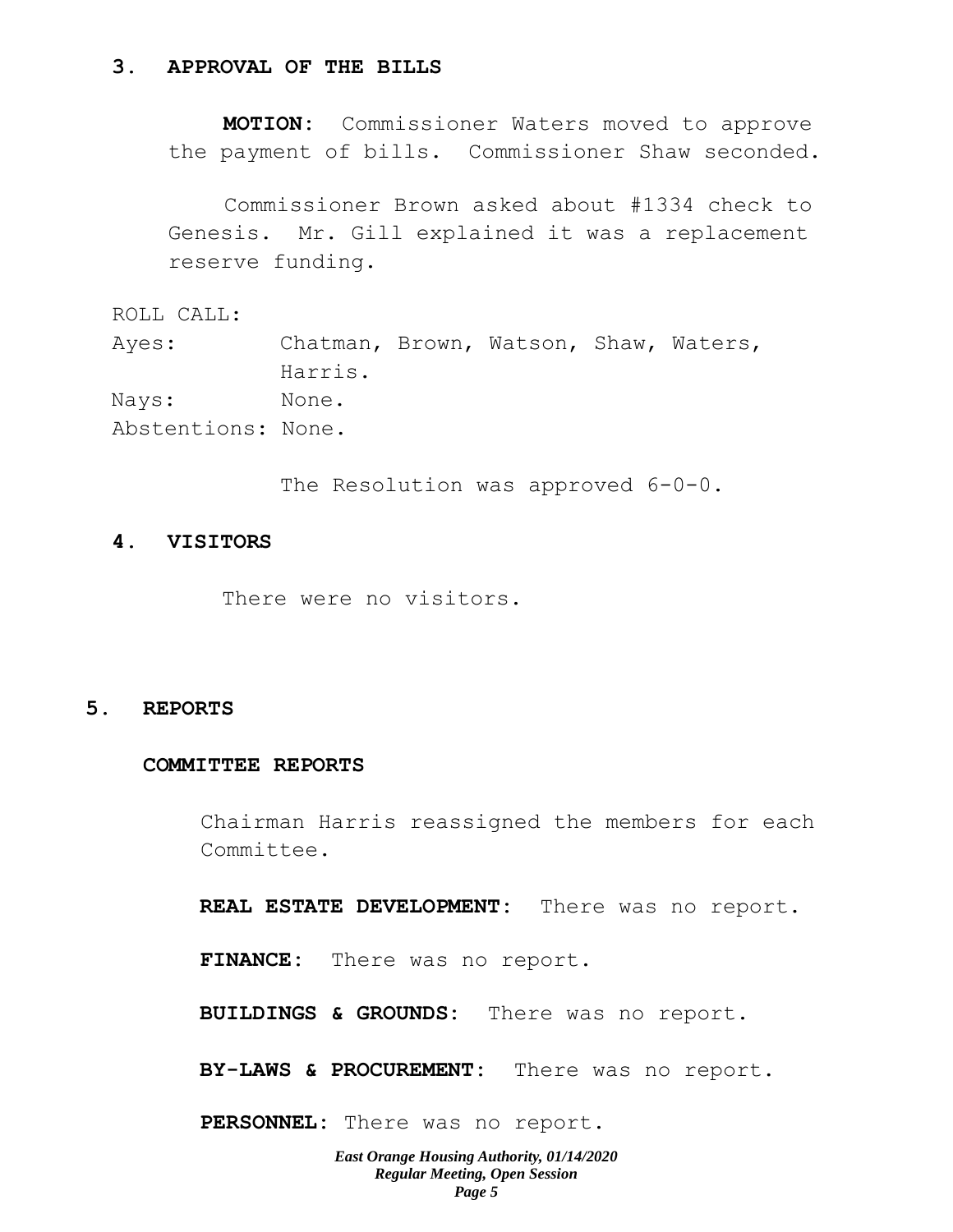## 3. APPROVAL OF THE BILLS

**MOTION:** Commissioner Waters moved to approve the payment of bills. Commissioner Shaw seconded.

Commissioner Brown asked about #1334 check to Genesis. Mr. Gill explained it was a replacement reserve funding.

ROLL CALL:
Ayes: Chatman, Brown, Watson, Shaw, Waters, Harris.
Nays: None.
Abstentions: None.

The Resolution was approved 6-0-0.

## 4. VISITORS

There were no visitors.

## 5. REPORTS

### COMMITTEE REPORTS

Chairman Harris reassigned the members for each Committee.

**REAL ESTATE DEVELOPMENT:** There was no report.

**FINANCE:** There was no report.

**BUILDINGS & GROUNDS:** There was no report.

**BY-LAWS & PROCUREMENT:** There was no report.

**PERSONNEL:** There was no report.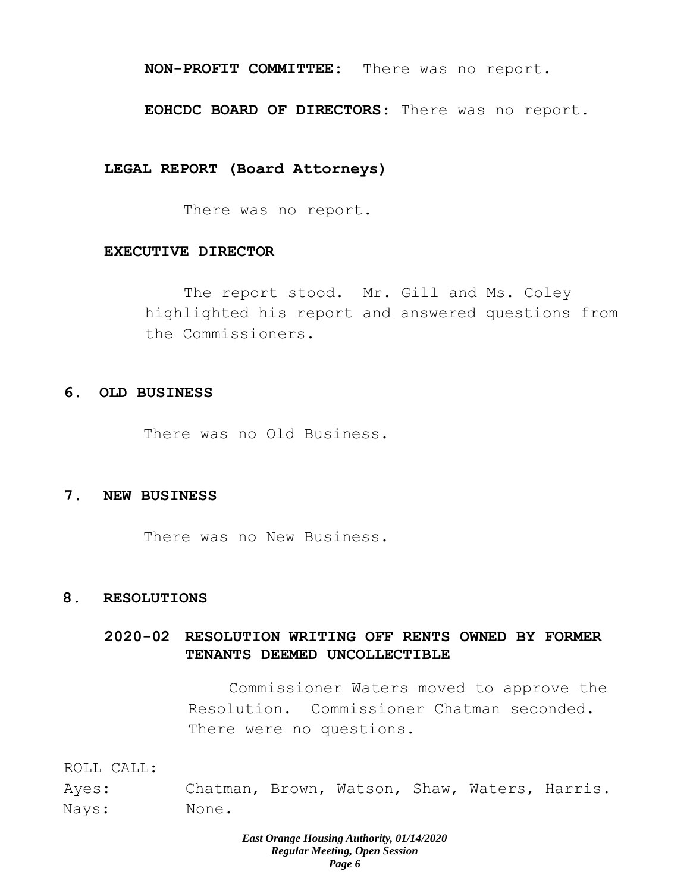**NON-PROFIT COMMITTEE:** There was no report.

**EOHCDC BOARD OF DIRECTORS:** There was no report.

**LEGAL REPORT (Board Attorneys)**

There was no report.

**EXECUTIVE DIRECTOR**

The report stood. Mr. Gill and Ms. Coley highlighted his report and answered questions from the Commissioners.

## 6. OLD BUSINESS

There was no Old Business.

## 7. NEW BUSINESS

There was no New Business.

## 8. RESOLUTIONS

### 2020-02 RESOLUTION WRITING OFF RENTS OWNED BY FORMER TENANTS DEEMED UNCOLLECTIBLE

Commissioner Waters moved to approve the Resolution. Commissioner Chatman seconded. There were no questions.

ROLL CALL:

Ayes: Chatman, Brown, Watson, Shaw, Waters, Harris.

Nays: None.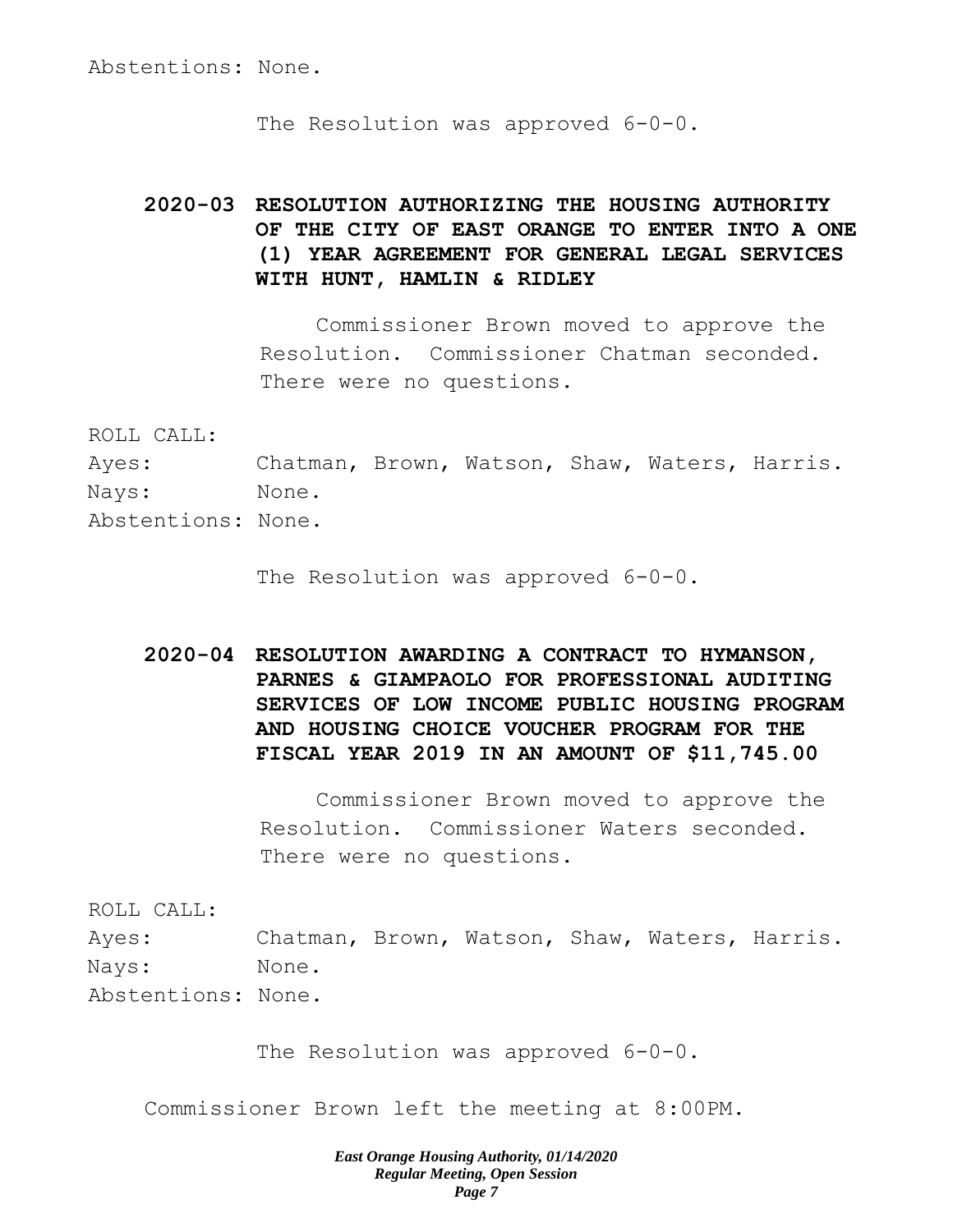Abstentions: None.

The Resolution was approved 6-0-0.

**2020-03 RESOLUTION AUTHORIZING THE HOUSING AUTHORITY OF THE CITY OF EAST ORANGE TO ENTER INTO A ONE (1) YEAR AGREEMENT FOR GENERAL LEGAL SERVICES WITH HUNT, HAMLIN & RIDLEY**

Commissioner Brown moved to approve the Resolution. Commissioner Chatman seconded. There were no questions.

ROLL CALL:
Ayes: Chatman, Brown, Watson, Shaw, Waters, Harris.
Nays: None.
Abstentions: None.

The Resolution was approved 6-0-0.

**2020-04 RESOLUTION AWARDING A CONTRACT TO HYMANSON, PARNES & GIAMPAOLO FOR PROFESSIONAL AUDITING SERVICES OF LOW INCOME PUBLIC HOUSING PROGRAM AND HOUSING CHOICE VOUCHER PROGRAM FOR THE FISCAL YEAR 2019 IN AN AMOUNT OF $11,745.00**

Commissioner Brown moved to approve the Resolution. Commissioner Waters seconded. There were no questions.

ROLL CALL:
Ayes: Chatman, Brown, Watson, Shaw, Waters, Harris.
Nays: None.
Abstentions: None.

The Resolution was approved 6-0-0.

Commissioner Brown left the meeting at 8:00PM.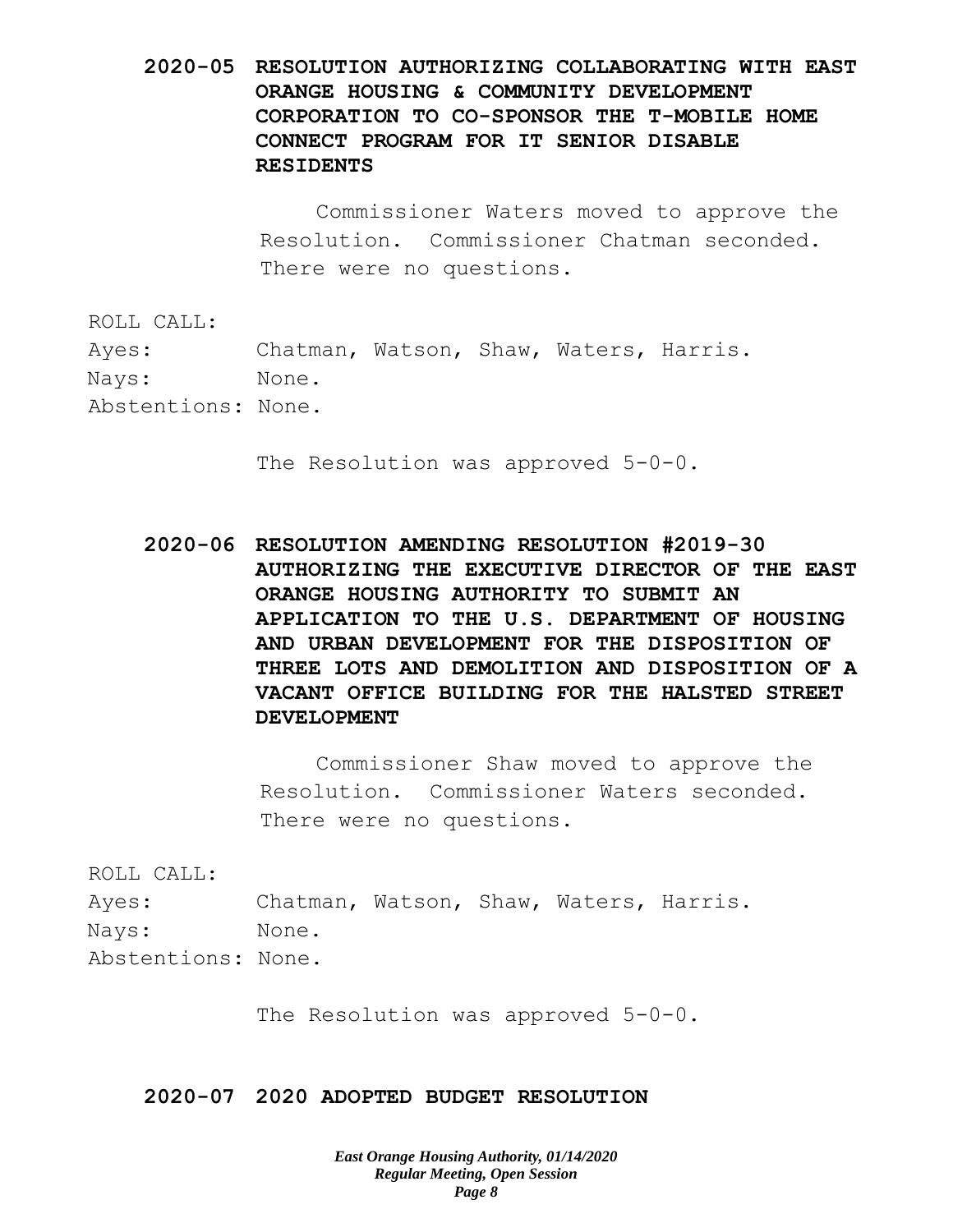**2020-05 RESOLUTION AUTHORIZING COLLABORATING WITH EAST ORANGE HOUSING & COMMUNITY DEVELOPMENT CORPORATION TO CO-SPONSOR THE T-MOBILE HOME CONNECT PROGRAM FOR IT SENIOR DISABLE RESIDENTS**

Commissioner Waters moved to approve the Resolution. Commissioner Chatman seconded. There were no questions.

ROLL CALL:
Ayes: Chatman, Watson, Shaw, Waters, Harris.
Nays: None.
Abstentions: None.

The Resolution was approved 5-0-0.

**2020-06 RESOLUTION AMENDING RESOLUTION #2019-30 AUTHORIZING THE EXECUTIVE DIRECTOR OF THE EAST ORANGE HOUSING AUTHORITY TO SUBMIT AN APPLICATION TO THE U.S. DEPARTMENT OF HOUSING AND URBAN DEVELOPMENT FOR THE DISPOSITION OF THREE LOTS AND DEMOLITION AND DISPOSITION OF A VACANT OFFICE BUILDING FOR THE HALSTED STREET DEVELOPMENT**

Commissioner Shaw moved to approve the Resolution. Commissioner Waters seconded. There were no questions.

ROLL CALL:
Ayes: Chatman, Watson, Shaw, Waters, Harris.
Nays: None.
Abstentions: None.

The Resolution was approved 5-0-0.

**2020-07 2020 ADOPTED BUDGET RESOLUTION**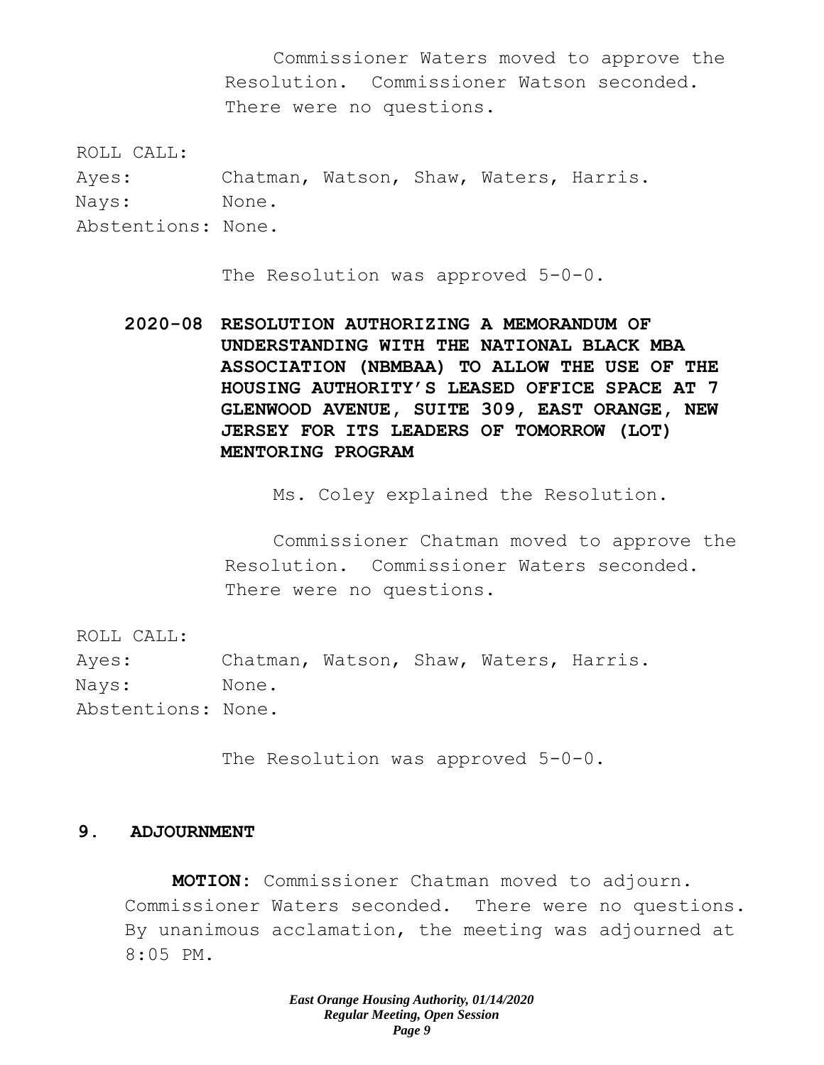Commissioner Waters moved to approve the Resolution. Commissioner Watson seconded. There were no questions.

ROLL CALL:
Ayes: Chatman, Watson, Shaw, Waters, Harris.
Nays: None.
Abstentions: None.

The Resolution was approved 5-0-0.

**2020-08 RESOLUTION AUTHORIZING A MEMORANDUM OF UNDERSTANDING WITH THE NATIONAL BLACK MBA ASSOCIATION (NBMBAA) TO ALLOW THE USE OF THE HOUSING AUTHORITY'S LEASED OFFICE SPACE AT 7 GLENWOOD AVENUE, SUITE 309, EAST ORANGE, NEW JERSEY FOR ITS LEADERS OF TOMORROW (LOT) MENTORING PROGRAM**

Ms. Coley explained the Resolution.

Commissioner Chatman moved to approve the Resolution. Commissioner Waters seconded. There were no questions.

ROLL CALL:
Ayes: Chatman, Watson, Shaw, Waters, Harris.
Nays: None.
Abstentions: None.

The Resolution was approved 5-0-0.

## 9. ADJOURNMENT

**MOTION**: Commissioner Chatman moved to adjourn. Commissioner Waters seconded. There were no questions. By unanimous acclamation, the meeting was adjourned at 8:05 PM.